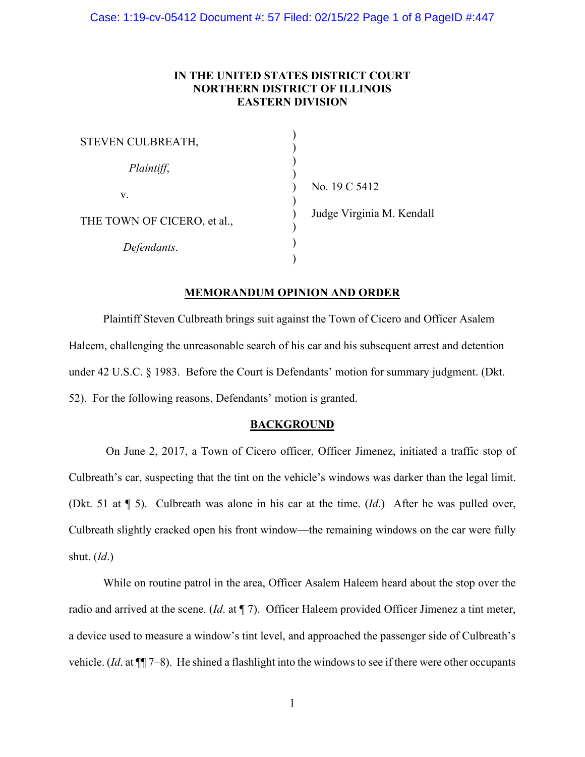IN THE UNITED STATES DISTRICT COURT
NORTHERN DISTRICT OF ILLINOIS
EASTERN DIVISION

STEVEN CULBREATH,

*Plaintiff*,

v.

THE TOWN OF CICERO, et al.,

*Defendants*.

No. 19 C 5412

Judge Virginia M. Kendall

## MEMORANDUM OPINION AND ORDER

Plaintiff Steven Culbreath brings suit against the Town of Cicero and Officer Asalem Haleem, challenging the unreasonable search of his car and his subsequent arrest and detention under 42 U.S.C. § 1983. Before the Court is Defendants' motion for summary judgment. (Dkt. 52). For the following reasons, Defendants' motion is granted.

## BACKGROUND

On June 2, 2017, a Town of Cicero officer, Officer Jimenez, initiated a traffic stop of Culbreath's car, suspecting that the tint on the vehicle's windows was darker than the legal limit. (Dkt. 51 at ¶ 5). Culbreath was alone in his car at the time. (*Id*.) After he was pulled over, Culbreath slightly cracked open his front window—the remaining windows on the car were fully shut. (*Id*.)

While on routine patrol in the area, Officer Asalem Haleem heard about the stop over the radio and arrived at the scene. (*Id*. at ¶ 7). Officer Haleem provided Officer Jimenez a tint meter, a device used to measure a window's tint level, and approached the passenger side of Culbreath's vehicle. (*Id*. at ¶¶ 7–8). He shined a flashlight into the windows to see if there were other occupants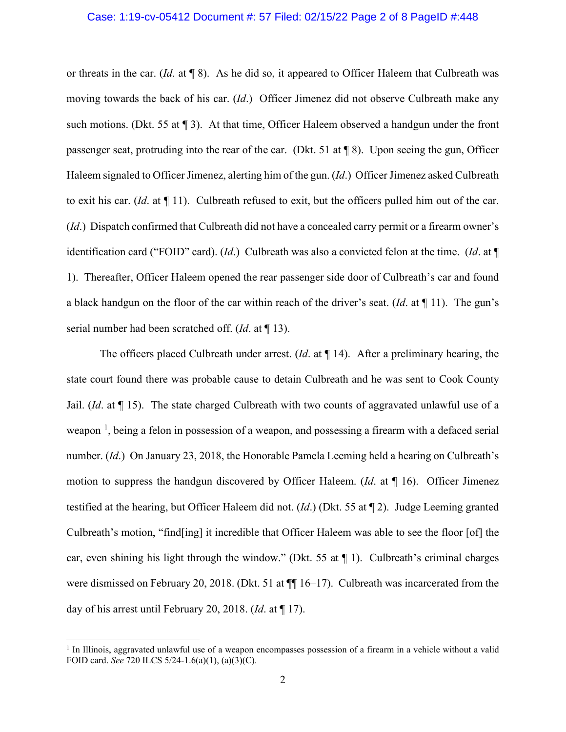or threats in the car. (*Id*. at ¶ 8). As he did so, it appeared to Officer Haleem that Culbreath was moving towards the back of his car. (*Id*.) Officer Jimenez did not observe Culbreath make any such motions. (Dkt. 55 at ¶ 3). At that time, Officer Haleem observed a handgun under the front passenger seat, protruding into the rear of the car. (Dkt. 51 at ¶ 8). Upon seeing the gun, Officer Haleem signaled to Officer Jimenez, alerting him of the gun. (*Id*.) Officer Jimenez asked Culbreath to exit his car. (*Id*. at ¶ 11). Culbreath refused to exit, but the officers pulled him out of the car. (*Id*.) Dispatch confirmed that Culbreath did not have a concealed carry permit or a firearm owner's identification card ("FOID" card). (*Id*.) Culbreath was also a convicted felon at the time. (*Id*. at ¶ 1). Thereafter, Officer Haleem opened the rear passenger side door of Culbreath's car and found a black handgun on the floor of the car within reach of the driver's seat. (*Id*. at ¶ 11). The gun's serial number had been scratched off. (*Id*. at ¶ 13).

The officers placed Culbreath under arrest. (*Id*. at ¶ 14). After a preliminary hearing, the state court found there was probable cause to detain Culbreath and he was sent to Cook County Jail. (*Id*. at ¶ 15). The state charged Culbreath with two counts of aggravated unlawful use of a weapon [1], being a felon in possession of a weapon, and possessing a firearm with a defaced serial number. (*Id*.) On January 23, 2018, the Honorable Pamela Leeming held a hearing on Culbreath's motion to suppress the handgun discovered by Officer Haleem. (*Id*. at ¶ 16). Officer Jimenez testified at the hearing, but Officer Haleem did not. (*Id*.) (Dkt. 55 at ¶ 2). Judge Leeming granted Culbreath's motion, "find[ing] it incredible that Officer Haleem was able to see the floor [of] the car, even shining his light through the window." (Dkt. 55 at ¶ 1). Culbreath's criminal charges were dismissed on February 20, 2018. (Dkt. 51 at ¶¶ 16–17). Culbreath was incarcerated from the day of his arrest until February 20, 2018. (*Id*. at ¶ 17).

---

[1] In Illinois, aggravated unlawful use of a weapon encompasses possession of a firearm in a vehicle without a valid FOID card. *See* 720 ILCS 5/24-1.6(a)(1), (a)(3)(C).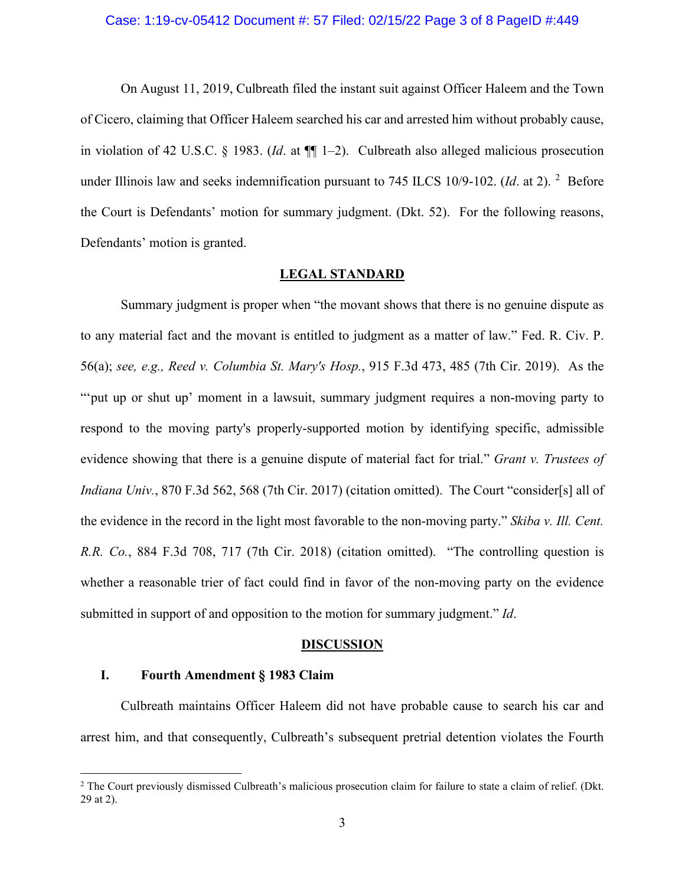On August 11, 2019, Culbreath filed the instant suit against Officer Haleem and the Town of Cicero, claiming that Officer Haleem searched his car and arrested him without probably cause, in violation of 42 U.S.C. § 1983. (*Id*. at ¶¶ 1–2). Culbreath also alleged malicious prosecution under Illinois law and seeks indemnification pursuant to 745 ILCS 10/9-102. (*Id*. at 2).[2] Before the Court is Defendants' motion for summary judgment. (Dkt. 52). For the following reasons, Defendants' motion is granted.

## LEGAL STANDARD

Summary judgment is proper when "the movant shows that there is no genuine dispute as to any material fact and the movant is entitled to judgment as a matter of law." Fed. R. Civ. P. 56(a); *see, e.g., Reed v. Columbia St. Mary's Hosp.*, 915 F.3d 473, 485 (7th Cir. 2019). As the "'put up or shut up' moment in a lawsuit, summary judgment requires a non-moving party to respond to the moving party's properly-supported motion by identifying specific, admissible evidence showing that there is a genuine dispute of material fact for trial." *Grant v. Trustees of Indiana Univ.*, 870 F.3d 562, 568 (7th Cir. 2017) (citation omitted). The Court "consider[s] all of the evidence in the record in the light most favorable to the non-moving party." *Skiba v. Ill. Cent. R.R. Co.*, 884 F.3d 708, 717 (7th Cir. 2018) (citation omitted). "The controlling question is whether a reasonable trier of fact could find in favor of the non-moving party on the evidence submitted in support of and opposition to the motion for summary judgment." *Id*.

## DISCUSSION

### I. Fourth Amendment § 1983 Claim

Culbreath maintains Officer Haleem did not have probable cause to search his car and arrest him, and that consequently, Culbreath's subsequent pretrial detention violates the Fourth

---

[2] The Court previously dismissed Culbreath's malicious prosecution claim for failure to state a claim of relief. (Dkt. 29 at 2).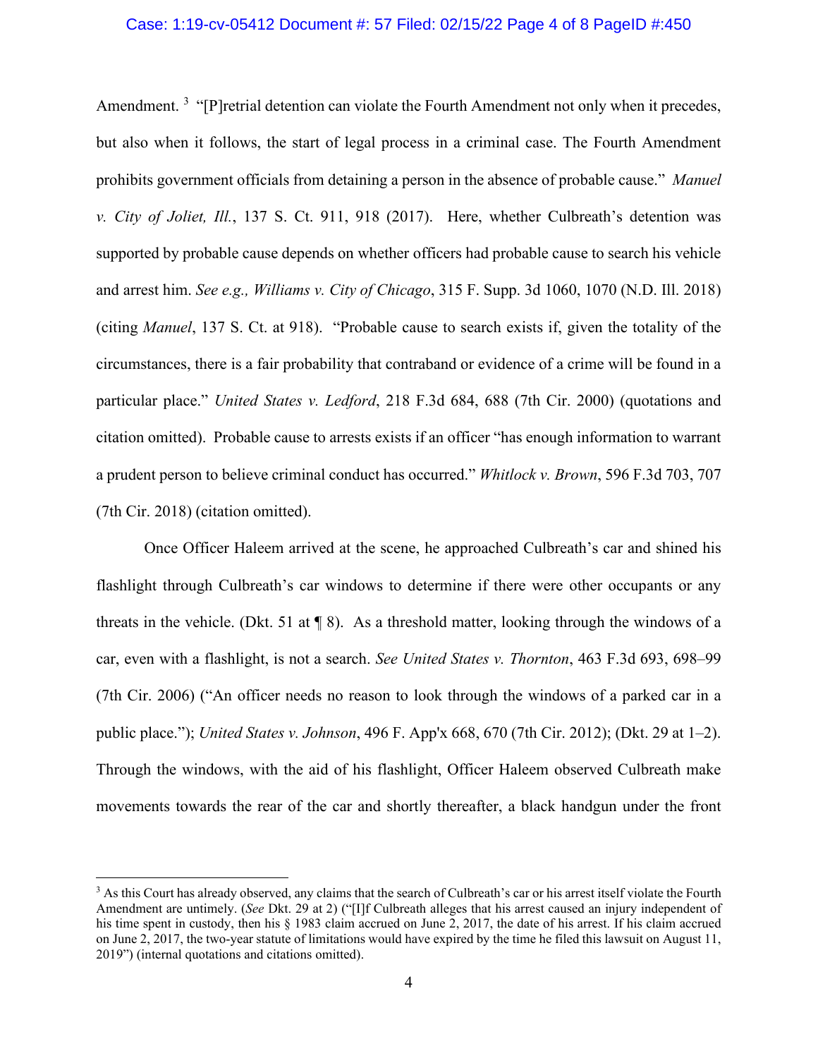Amendment.[3] "[P]retrial detention can violate the Fourth Amendment not only when it precedes, but also when it follows, the start of legal process in a criminal case. The Fourth Amendment prohibits government officials from detaining a person in the absence of probable cause." *Manuel v. City of Joliet, Ill.*, 137 S. Ct. 911, 918 (2017). Here, whether Culbreath's detention was supported by probable cause depends on whether officers had probable cause to search his vehicle and arrest him. *See e.g., Williams v. City of Chicago*, 315 F. Supp. 3d 1060, 1070 (N.D. Ill. 2018) (citing *Manuel*, 137 S. Ct. at 918). "Probable cause to search exists if, given the totality of the circumstances, there is a fair probability that contraband or evidence of a crime will be found in a particular place." *United States v. Ledford*, 218 F.3d 684, 688 (7th Cir. 2000) (quotations and citation omitted). Probable cause to arrests exists if an officer "has enough information to warrant a prudent person to believe criminal conduct has occurred." *Whitlock v. Brown*, 596 F.3d 703, 707 (7th Cir. 2018) (citation omitted).

Once Officer Haleem arrived at the scene, he approached Culbreath's car and shined his flashlight through Culbreath's car windows to determine if there were other occupants or any threats in the vehicle. (Dkt. 51 at ¶ 8). As a threshold matter, looking through the windows of a car, even with a flashlight, is not a search. *See United States v. Thornton*, 463 F.3d 693, 698–99 (7th Cir. 2006) ("An officer needs no reason to look through the windows of a parked car in a public place."); *United States v. Johnson*, 496 F. App'x 668, 670 (7th Cir. 2012); (Dkt. 29 at 1–2). Through the windows, with the aid of his flashlight, Officer Haleem observed Culbreath make movements towards the rear of the car and shortly thereafter, a black handgun under the front

---

[3] As this Court has already observed, any claims that the search of Culbreath's car or his arrest itself violate the Fourth Amendment are untimely. (*See* Dkt. 29 at 2) ("[I]f Culbreath alleges that his arrest caused an injury independent of his time spent in custody, then his § 1983 claim accrued on June 2, 2017, the date of his arrest. If his claim accrued on June 2, 2017, the two-year statute of limitations would have expired by the time he filed this lawsuit on August 11, 2019") (internal quotations and citations omitted).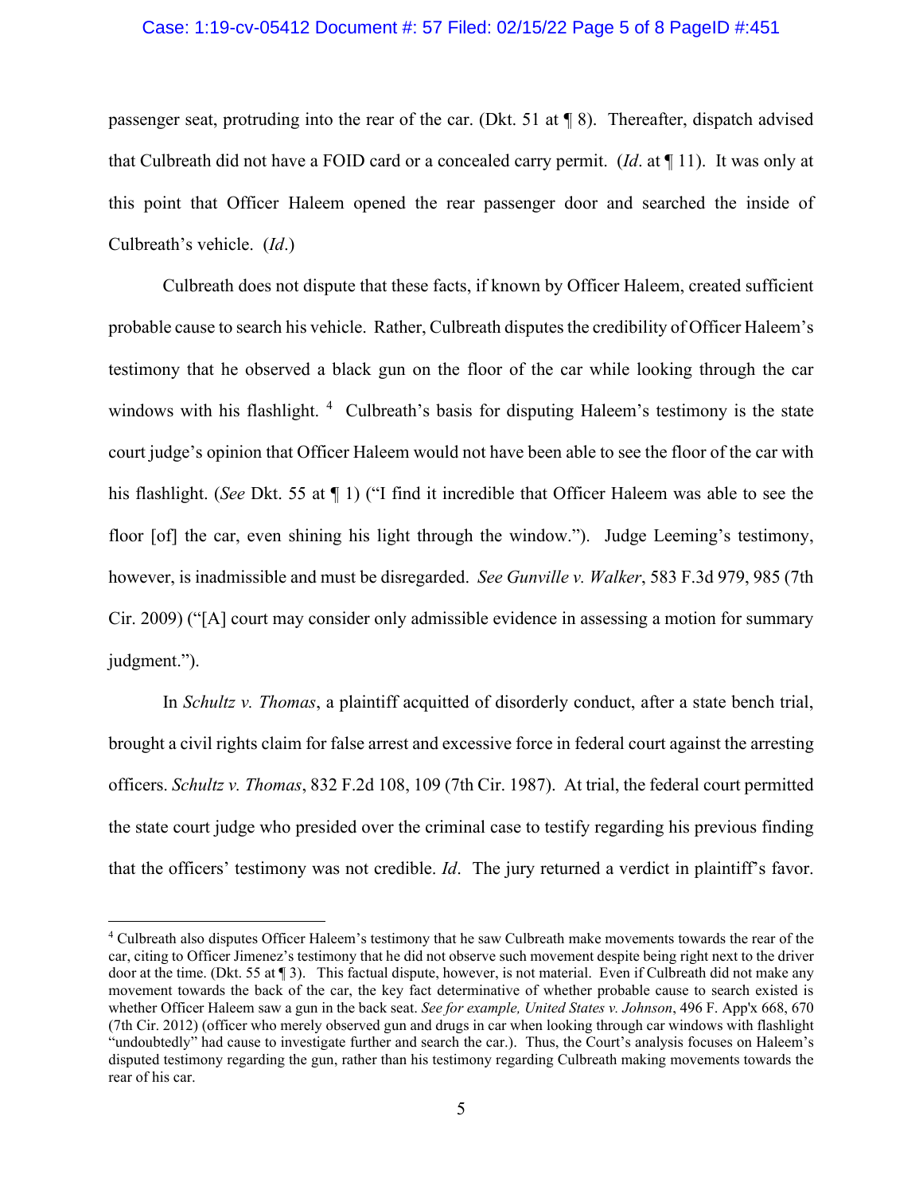passenger seat, protruding into the rear of the car. (Dkt. 51 at ¶ 8). Thereafter, dispatch advised that Culbreath did not have a FOID card or a concealed carry permit. (*Id*. at ¶ 11). It was only at this point that Officer Haleem opened the rear passenger door and searched the inside of Culbreath's vehicle. (*Id*.)

Culbreath does not dispute that these facts, if known by Officer Haleem, created sufficient probable cause to search his vehicle. Rather, Culbreath disputes the credibility of Officer Haleem's testimony that he observed a black gun on the floor of the car while looking through the car windows with his flashlight. [4] Culbreath's basis for disputing Haleem's testimony is the state court judge's opinion that Officer Haleem would not have been able to see the floor of the car with his flashlight. (*See* Dkt. 55 at ¶ 1) ("I find it incredible that Officer Haleem was able to see the floor [of] the car, even shining his light through the window."). Judge Leeming's testimony, however, is inadmissible and must be disregarded. *See Gunville v. Walker*, 583 F.3d 979, 985 (7th Cir. 2009) ("[A] court may consider only admissible evidence in assessing a motion for summary judgment.").

In *Schultz v. Thomas*, a plaintiff acquitted of disorderly conduct, after a state bench trial, brought a civil rights claim for false arrest and excessive force in federal court against the arresting officers. *Schultz v. Thomas*, 832 F.2d 108, 109 (7th Cir. 1987). At trial, the federal court permitted the state court judge who presided over the criminal case to testify regarding his previous finding that the officers' testimony was not credible. *Id*. The jury returned a verdict in plaintiff's favor.

[4] Culbreath also disputes Officer Haleem's testimony that he saw Culbreath make movements towards the rear of the car, citing to Officer Jimenez's testimony that he did not observe such movement despite being right next to the driver door at the time. (Dkt. 55 at ¶ 3). This factual dispute, however, is not material. Even if Culbreath did not make any movement towards the back of the car, the key fact determinative of whether probable cause to search existed is whether Officer Haleem saw a gun in the back seat. *See for example, United States v. Johnson*, 496 F. App'x 668, 670 (7th Cir. 2012) (officer who merely observed gun and drugs in car when looking through car windows with flashlight "undoubtedly" had cause to investigate further and search the car.). Thus, the Court's analysis focuses on Haleem's disputed testimony regarding the gun, rather than his testimony regarding Culbreath making movements towards the rear of his car.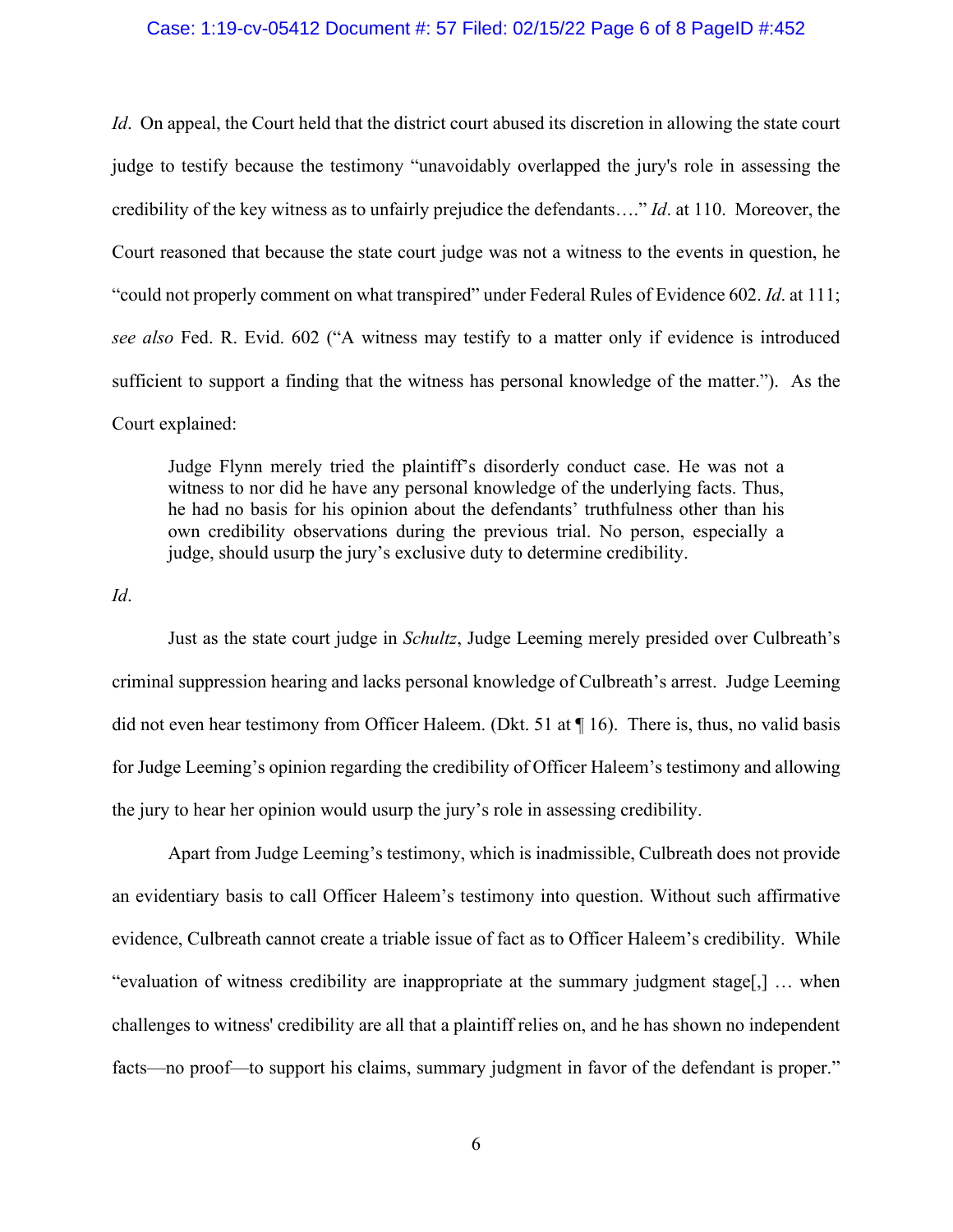*Id*. On appeal, the Court held that the district court abused its discretion in allowing the state court judge to testify because the testimony "unavoidably overlapped the jury's role in assessing the credibility of the key witness as to unfairly prejudice the defendants…." *Id*. at 110. Moreover, the Court reasoned that because the state court judge was not a witness to the events in question, he "could not properly comment on what transpired" under Federal Rules of Evidence 602. *Id*. at 111; *see also* Fed. R. Evid. 602 ("A witness may testify to a matter only if evidence is introduced sufficient to support a finding that the witness has personal knowledge of the matter."). As the Court explained:

> Judge Flynn merely tried the plaintiff's disorderly conduct case. He was not a witness to nor did he have any personal knowledge of the underlying facts. Thus, he had no basis for his opinion about the defendants' truthfulness other than his own credibility observations during the previous trial. No person, especially a judge, should usurp the jury's exclusive duty to determine credibility.

*Id*.

Just as the state court judge in *Schultz*, Judge Leeming merely presided over Culbreath's criminal suppression hearing and lacks personal knowledge of Culbreath's arrest. Judge Leeming did not even hear testimony from Officer Haleem. (Dkt. 51 at ¶ 16). There is, thus, no valid basis for Judge Leeming's opinion regarding the credibility of Officer Haleem's testimony and allowing the jury to hear her opinion would usurp the jury's role in assessing credibility.

Apart from Judge Leeming's testimony, which is inadmissible, Culbreath does not provide an evidentiary basis to call Officer Haleem's testimony into question. Without such affirmative evidence, Culbreath cannot create a triable issue of fact as to Officer Haleem's credibility. While "evaluation of witness credibility are inappropriate at the summary judgment stage[,] … when challenges to witness' credibility are all that a plaintiff relies on, and he has shown no independent facts—no proof—to support his claims, summary judgment in favor of the defendant is proper."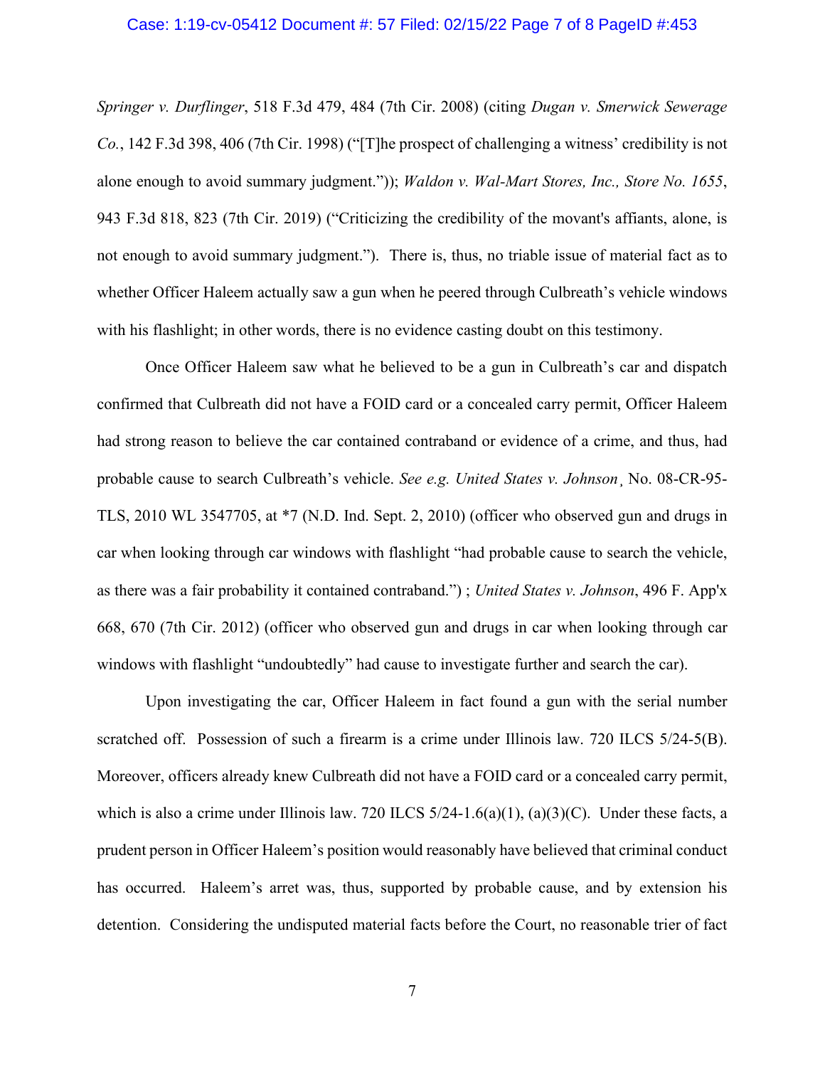*Springer v. Durflinger*, 518 F.3d 479, 484 (7th Cir. 2008) (citing *Dugan v. Smerwick Sewerage Co.*, 142 F.3d 398, 406 (7th Cir. 1998) ("[T]he prospect of challenging a witness' credibility is not alone enough to avoid summary judgment.")); *Waldon v. Wal-Mart Stores, Inc., Store No. 1655*, 943 F.3d 818, 823 (7th Cir. 2019) ("Criticizing the credibility of the movant's affiants, alone, is not enough to avoid summary judgment."). There is, thus, no triable issue of material fact as to whether Officer Haleem actually saw a gun when he peered through Culbreath's vehicle windows with his flashlight; in other words, there is no evidence casting doubt on this testimony.

Once Officer Haleem saw what he believed to be a gun in Culbreath's car and dispatch confirmed that Culbreath did not have a FOID card or a concealed carry permit, Officer Haleem had strong reason to believe the car contained contraband or evidence of a crime, and thus, had probable cause to search Culbreath's vehicle. *See e.g. United States v. Johnson*¸ No. 08-CR-95-TLS, 2010 WL 3547705, at *7 (N.D. Ind. Sept. 2, 2010) (officer who observed gun and drugs in car when looking through car windows with flashlight "had probable cause to search the vehicle, as there was a fair probability it contained contraband.") ; *United States v. Johnson*, 496 F. App'x 668, 670 (7th Cir. 2012) (officer who observed gun and drugs in car when looking through car windows with flashlight "undoubtedly" had cause to investigate further and search the car).

Upon investigating the car, Officer Haleem in fact found a gun with the serial number scratched off. Possession of such a firearm is a crime under Illinois law. 720 ILCS 5/24-5(B). Moreover, officers already knew Culbreath did not have a FOID card or a concealed carry permit, which is also a crime under Illinois law. 720 ILCS 5/24-1.6(a)(1), (a)(3)(C). Under these facts, a prudent person in Officer Haleem's position would reasonably have believed that criminal conduct has occurred. Haleem's arret was, thus, supported by probable cause, and by extension his detention. Considering the undisputed material facts before the Court, no reasonable trier of fact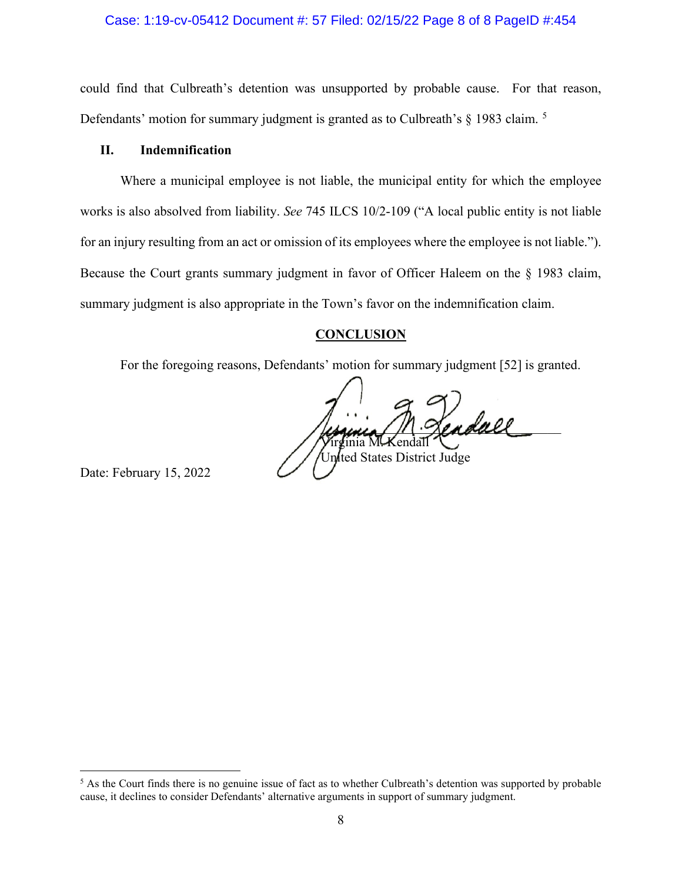could find that Culbreath's detention was unsupported by probable cause. For that reason, Defendants' motion for summary judgment is granted as to Culbreath's § 1983 claim. [5]

## II. Indemnification

Where a municipal employee is not liable, the municipal entity for which the employee works is also absolved from liability. *See* 745 ILCS 10/2-109 ("A local public entity is not liable for an injury resulting from an act or omission of its employees where the employee is not liable."). Because the Court grants summary judgment in favor of Officer Haleem on the § 1983 claim, summary judgment is also appropriate in the Town's favor on the indemnification claim.

## CONCLUSION

For the foregoing reasons, Defendants' motion for summary judgment [52] is granted.

Virginia M. Kendall
United States District Judge

Date: February 15, 2022

[5] As the Court finds there is no genuine issue of fact as to whether Culbreath's detention was supported by probable cause, it declines to consider Defendants' alternative arguments in support of summary judgment.